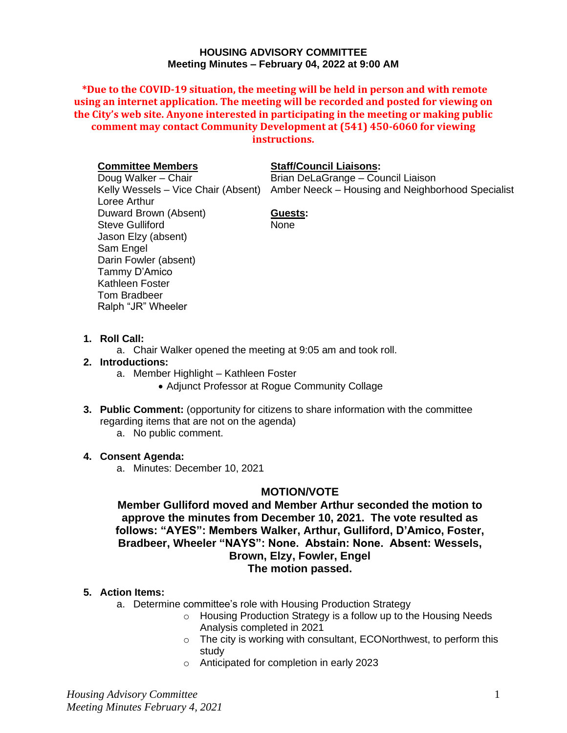**HOUSING ADVISORY COMMITTEE**
**Meeting Minutes – February 04, 2022 at 9:00 AM**

**\*Due to the COVID-19 situation, the meeting will be held in person and with remote using an internet application. The meeting will be recorded and posted for viewing on the City's web site. Anyone interested in participating in the meeting or making public comment may contact Community Development at (541) 450-6060 for viewing instructions.**

**Committee Members**
Doug Walker – Chair
Kelly Wessels – Vice Chair (Absent)
Loree Arthur
Duward Brown (Absent)
Steve Gulliford
Jason Elzy (absent)
Sam Engel
Darin Fowler (absent)
Tammy D'Amico
Kathleen Foster
Tom Bradbeer
Ralph "JR" Wheeler

**Staff/Council Liaisons:**
Brian DeLaGrange – Council Liaison
Amber Neeck – Housing and Neighborhood Specialist

**Guests:**
None

1. **Roll Call:**
    a. Chair Walker opened the meeting at 9:05 am and took roll.
2. **Introductions:**
    a. Member Highlight – Kathleen Foster
        - Adjunct Professor at Rogue Community Collage
3. **Public Comment:** (opportunity for citizens to share information with the committee regarding items that are not on the agenda)
    a. No public comment.
4. **Consent Agenda:**
    a. Minutes: December 10, 2021

**MOTION/VOTE**

**Member Gulliford moved and Member Arthur seconded the motion to approve the minutes from December 10, 2021. The vote resulted as follows: "AYES": Members Walker, Arthur, Gulliford, D'Amico, Foster, Bradbeer, Wheeler "NAYS": None. Abstain: None. Absent: Wessels, Brown, Elzy, Fowler, Engel**
**The motion passed.**

5. **Action Items:**
    a. Determine committee's role with Housing Production Strategy
        - Housing Production Strategy is a follow up to the Housing Needs Analysis completed in 2021
        - The city is working with consultant, ECONorthwest, to perform this study
        - Anticipated for completion in early 2023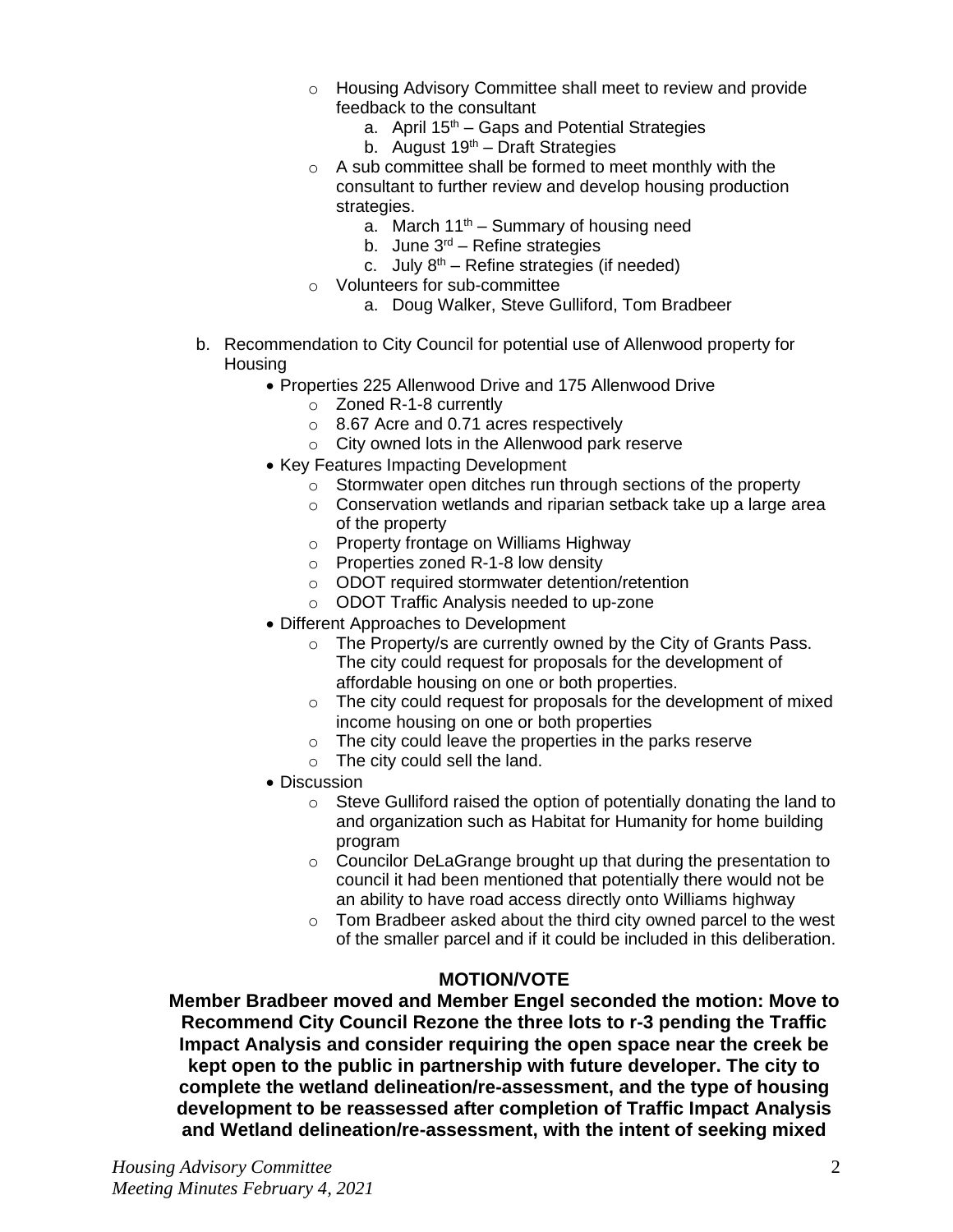- Housing Advisory Committee shall meet to review and provide feedback to the consultant
  a. April 15th – Gaps and Potential Strategies
  b. August 19th – Draft Strategies
- A sub committee shall be formed to meet monthly with the consultant to further review and develop housing production strategies.
  a. March 11th – Summary of housing need
  b. June 3rd – Refine strategies
  c. July 8th – Refine strategies (if needed)
- Volunteers for sub-committee
  a. Doug Walker, Steve Gulliford, Tom Bradbeer

b. Recommendation to City Council for potential use of Allenwood property for Housing

- Properties 225 Allenwood Drive and 175 Allenwood Drive
  - Zoned R-1-8 currently
  - 8.67 Acre and 0.71 acres respectively
  - City owned lots in the Allenwood park reserve
- Key Features Impacting Development
  - Stormwater open ditches run through sections of the property
  - Conservation wetlands and riparian setback take up a large area of the property
  - Property frontage on Williams Highway
  - Properties zoned R-1-8 low density
  - ODOT required stormwater detention/retention
  - ODOT Traffic Analysis needed to up-zone
- Different Approaches to Development
  - The Property/s are currently owned by the City of Grants Pass. The city could request for proposals for the development of affordable housing on one or both properties.
  - The city could request for proposals for the development of mixed income housing on one or both properties
  - The city could leave the properties in the parks reserve
  - The city could sell the land.
- Discussion
  - Steve Gulliford raised the option of potentially donating the land to and organization such as Habitat for Humanity for home building program
  - Councilor DeLaGrange brought up that during the presentation to council it had been mentioned that potentially there would not be an ability to have road access directly onto Williams highway
  - Tom Bradbeer asked about the third city owned parcel to the west of the smaller parcel and if it could be included in this deliberation.

**MOTION/VOTE**

**Member Bradbeer moved and Member Engel seconded the motion: Move to Recommend City Council Rezone the three lots to r-3 pending the Traffic Impact Analysis and consider requiring the open space near the creek be kept open to the public in partnership with future developer. The city to complete the wetland delineation/re-assessment, and the type of housing development to be reassessed after completion of Traffic Impact Analysis and Wetland delineation/re-assessment, with the intent of seeking mixed**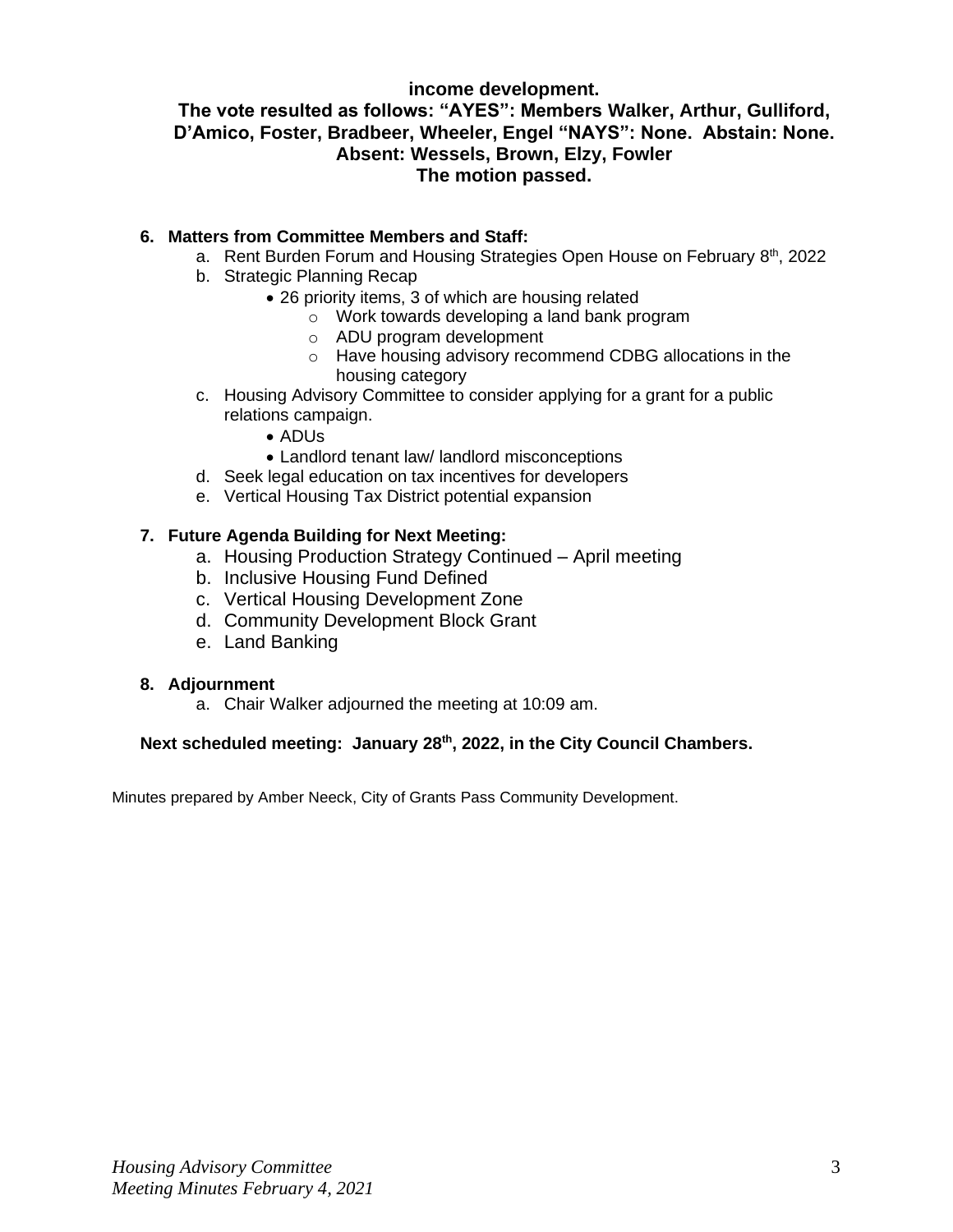**income development.**
**The vote resulted as follows: "AYES": Members Walker, Arthur, Gulliford, D'Amico, Foster, Bradbeer, Wheeler, Engel "NAYS": None. Abstain: None. Absent: Wessels, Brown, Elzy, Fowler**
**The motion passed.**

**6. Matters from Committee Members and Staff:**

a. Rent Burden Forum and Housing Strategies Open House on February 8th, 2022
b. Strategic Planning Recap
   - 26 priority items, 3 of which are housing related
     - Work towards developing a land bank program
     - ADU program development
     - Have housing advisory recommend CDBG allocations in the housing category
c. Housing Advisory Committee to consider applying for a grant for a public relations campaign.
   - ADUs
   - Landlord tenant law/ landlord misconceptions
d. Seek legal education on tax incentives for developers
e. Vertical Housing Tax District potential expansion

**7. Future Agenda Building for Next Meeting:**

a. Housing Production Strategy Continued – April meeting
b. Inclusive Housing Fund Defined
c. Vertical Housing Development Zone
d. Community Development Block Grant
e. Land Banking

**8. Adjournment**

a. Chair Walker adjourned the meeting at 10:09 am.

**Next scheduled meeting: January 28th, 2022, in the City Council Chambers.**

Minutes prepared by Amber Neeck, City of Grants Pass Community Development.